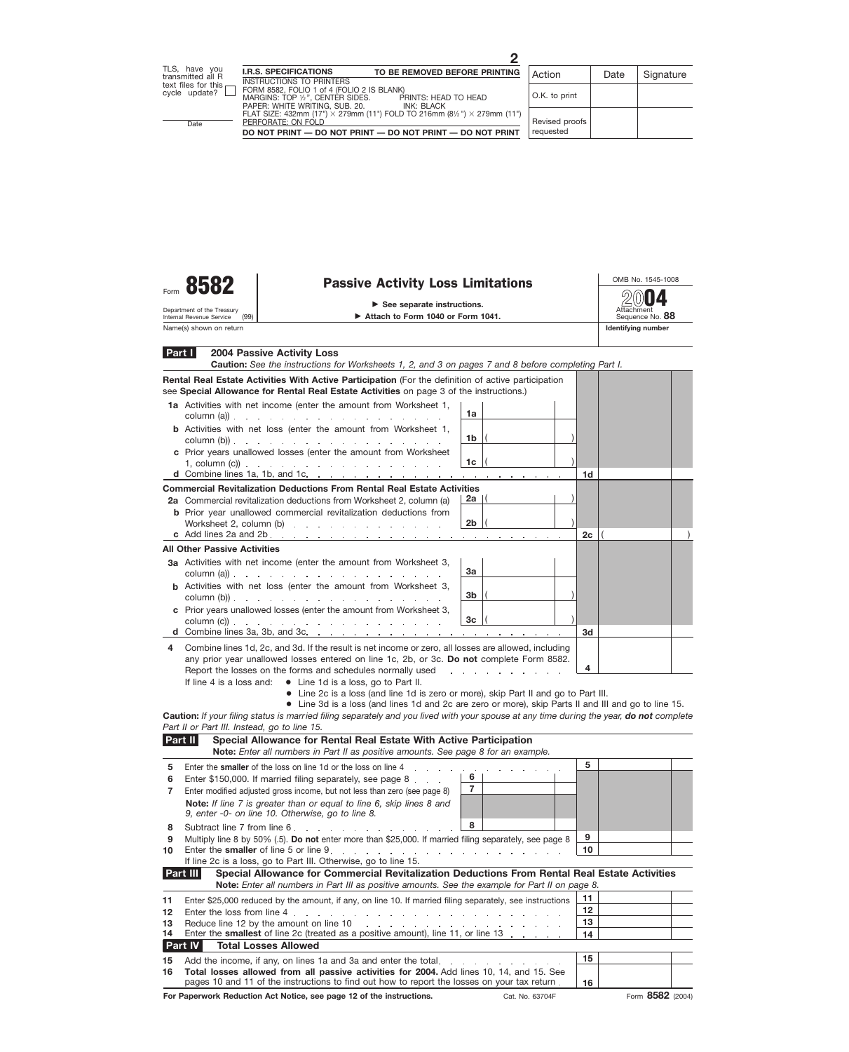TLS, have you transmitted all R text files for this cycle update? ☐

Date

**I.R.S. SPECIFICATIONS** **TO BE REMOVED BEFORE PRINTING**

INSTRUCTIONS TO PRINTERS
FORM 8582, FOLIO 1 of 4 (FOLIO 2 IS BLANK)
MARGINS: TOP ½", CENTER SIDES. PRINTS: HEAD TO HEAD
PAPER: WHITE WRITING, SUB. 20. INK: BLACK
FLAT SIZE: 432mm (17") × 279mm (11") FOLD TO 216mm (8½") × 279mm (11")
PERFORATE: ON FOLD

**DO NOT PRINT — DO NOT PRINT — DO NOT PRINT — DO NOT PRINT**

| Action | Date | Signature |
|---|---|---|
| O.K. to print | | |
| Revised proofs requested | | |

Form **8582**

Department of the Treasury
Internal Revenue Service (99)

# Passive Activity Loss Limitations

► See separate instructions.
► Attach to Form 1040 or Form 1041.

OMB No. 1545-1008

**2004**

Attachment Sequence No. **88**

Name(s) shown on return | **Identifying number**

## Part I 2004 Passive Activity Loss

***Caution:*** *See the instructions for Worksheets 1, 2, and 3 on pages 7 and 8 before completing Part I.*

**Rental Real Estate Activities With Active Participation** (For the definition of active participation see **Special Allowance for Rental Real Estate Activities** on page 3 of the instructions.)

| | | | |
|---|---|---|---|
| **1a** Activities with net income (enter the amount from Worksheet 1, column (a)) | 1a | | |
| **b** Activities with net loss (enter the amount from Worksheet 1, column (b)) | 1b | ( ) | |
| **c** Prior years unallowed losses (enter the amount from Worksheet 1, column (c)) | 1c | ( ) | |
| **d** Combine lines 1a, 1b, and 1c | | | 1d |

**Commercial Revitalization Deductions From Rental Real Estate Activities**

| | | | |
|---|---|---|---|
| **2a** Commercial revitalization deductions from Worksheet 2, column (a) | 2a | ( ) | |
| **b** Prior year unallowed commercial revitalization deductions from Worksheet 2, column (b) | 2b | ( ) | |
| **c** Add lines 2a and 2b | | | 2c ( ) |

**All Other Passive Activities**

| | | | |
|---|---|---|---|
| **3a** Activities with net income (enter the amount from Worksheet 3, column (a)) | 3a | | |
| **b** Activities with net loss (enter the amount from Worksheet 3, column (b)) | 3b | ( ) | |
| **c** Prior years unallowed losses (enter the amount from Worksheet 3, column (c)) | 3c | ( ) | |
| **d** Combine lines 3a, 3b, and 3c | | | 3d |

**4** Combine lines 1d, 2c, and 3d. If the result is net income or zero, all losses are allowed, including any prior year unallowed losses entered on line 1c, 2b, or 3c. **Do not** complete Form 8582. Report the losses on the forms and schedules normally used . . . **4**

If line 4 is a loss and:
- Line 1d is a loss, go to Part II.
- Line 2c is a loss (and line 1d is zero or more), skip Part II and go to Part III.
- Line 3d is a loss (and lines 1d and 2c are zero or more), skip Parts II and III and go to line 15.

***Caution:*** *If your filing status is married filing separately and you lived with your spouse at any time during the year,* ***do not*** *complete Part II or Part III. Instead, go to line 15.*

## Part II Special Allowance for Rental Real Estate With Active Participation

**Note:** *Enter all numbers in Part II as positive amounts. See page 8 for an example.*

| | | | |
|---|---|---|---|
| **5** Enter the **smaller** of the loss on line 1d or the loss on line 4 | | | 5 |
| **6** Enter $150,000. If married filing separately, see page 8 | 6 | | |
| **7** Enter modified adjusted gross income, but not less than zero (see page 8) | 7 | | |
| **Note:** *If line 7 is greater than or equal to line 6, skip lines 8 and 9, enter -0- on line 10. Otherwise, go to line 8.* | | | |
| **8** Subtract line 7 from line 6 | 8 | | |
| **9** Multiply line 8 by 50% (.5). **Do not** enter more than $25,000. If married filing separately, see page 8 | | | 9 |
| **10** Enter the **smaller** of line 5 or line 9 | | | 10 |

If line 2c is a loss, go to Part III. Otherwise, go to line 15.

## Part III Special Allowance for Commercial Revitalization Deductions From Rental Real Estate Activities

**Note:** *Enter all numbers in Part III as positive amounts. See the example for Part II on page 8.*

| | | |
|---|---|---|
| **11** Enter $25,000 reduced by the amount, if any, on line 10. If married filing separately, see instructions | 11 | |
| **12** Enter the loss from line 4 | 12 | |
| **13** Reduce line 12 by the amount on line 10 | 13 | |
| **14** Enter the **smallest** of line 2c (treated as a positive amount), line 11, or line 13 | 14 | |

## Part IV Total Losses Allowed

| | | |
|---|---|---|
| **15** Add the income, if any, on lines 1a and 3a and enter the total | 15 | |
| **16** **Total losses allowed from all passive activities for 2004.** Add lines 10, 14, and 15. See pages 10 and 11 of the instructions to find out how to report the losses on your tax return | 16 | |

**For Paperwork Reduction Act Notice, see page 12 of the instructions.** Cat. No. 63704F Form **8582** (2004)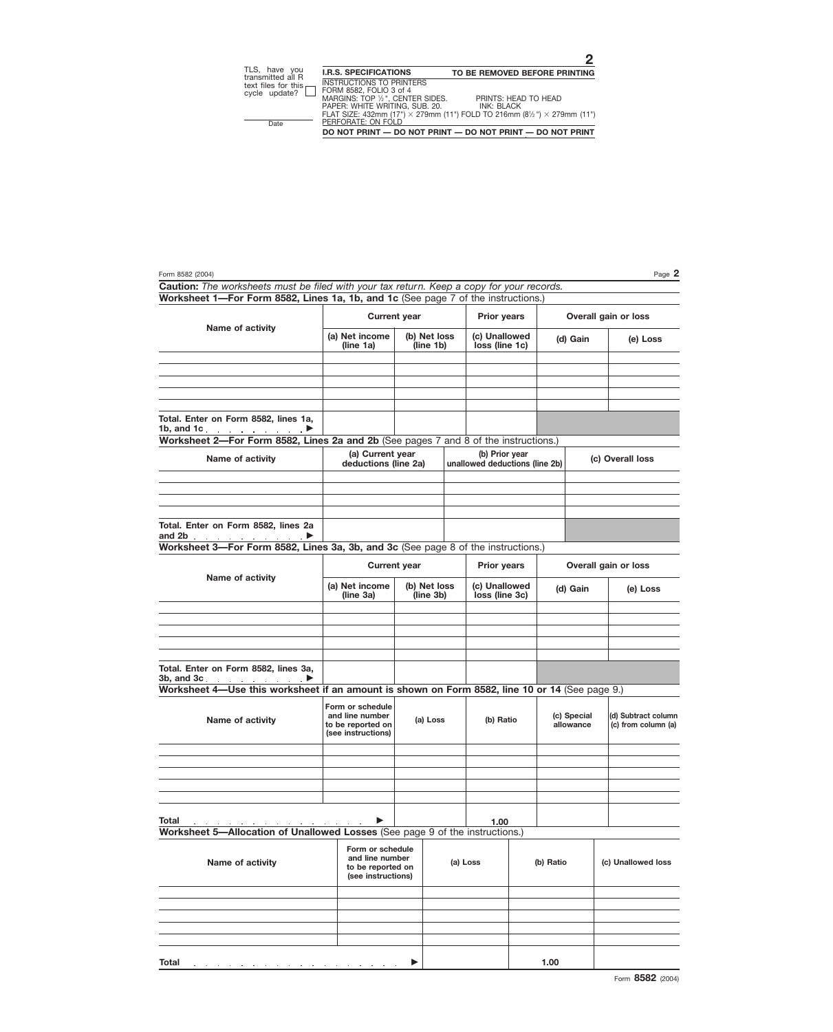TLS, have you transmitted all R text files for this cycle update? ☐

Date

**I.R.S. SPECIFICATIONS** **TO BE REMOVED BEFORE PRINTING**

INSTRUCTIONS TO PRINTERS
FORM 8582, FOLIO 3 of 4
MARGINS: TOP ½", CENTER SIDES. PRINTS: HEAD TO HEAD
PAPER: WHITE WRITING, SUB. 20. INK: BLACK
FLAT SIZE: 432mm (17") × 279mm (11") FOLD TO 216mm (8½") × 279mm (11")
PERFORATE: ON FOLD

**DO NOT PRINT — DO NOT PRINT — DO NOT PRINT — DO NOT PRINT**

Form 8582 (2004) Page **2**

**Caution:** *The worksheets must be filed with your tax return. Keep a copy for your records.*

**Worksheet 1—For Form 8582, Lines 1a, 1b, and 1c** (See page 7 of the instructions.)

| Name of activity | Current year | | Prior years | Overall gain or loss | |
|---|---|---|---|---|---|
| | (a) Net income (line 1a) | (b) Net loss (line 1b) | (c) Unallowed loss (line 1c) | (d) Gain | (e) Loss |
| | | | | | |
| | | | | | |
| | | | | | |
| | | | | | |
| | | | | | |
| Total. Enter on Form 8582, lines 1a, 1b, and 1c ▶ | | | | | |

**Worksheet 2—For Form 8582, Lines 2a and 2b** (See pages 7 and 8 of the instructions.)

| Name of activity | (a) Current year deductions (line 2a) | (b) Prior year unallowed deductions (line 2b) | (c) Overall loss |
|---|---|---|---|
| | | | |
| | | | |
| | | | |
| | | | |
| Total. Enter on Form 8582, lines 2a and 2b ▶ | | | |

**Worksheet 3—For Form 8582, Lines 3a, 3b, and 3c** (See page 8 of the instructions.)

| Name of activity | Current year | | Prior years | Overall gain or loss | |
|---|---|---|---|---|---|
| | (a) Net income (line 3a) | (b) Net loss (line 3b) | (c) Unallowed loss (line 3c) | (d) Gain | (e) Loss |
| | | | | | |
| | | | | | |
| | | | | | |
| | | | | | |
| | | | | | |
| Total. Enter on Form 8582, lines 3a, 3b, and 3c ▶ | | | | | |

**Worksheet 4—Use this worksheet if an amount is shown on Form 8582, line 10 or 14** (See page 9.)

| Name of activity | Form or schedule and line number to be reported on (see instructions) | (a) Loss | (b) Ratio | (c) Special allowance | (d) Subtract column (c) from column (a) |
|---|---|---|---|---|---|
| | | | | | |
| | | | | | |
| | | | | | |
| | | | | | |
| | | | | | |
| Total ▶ | | | 1.00 | | |

**Worksheet 5—Allocation of Unallowed Losses** (See page 9 of the instructions.)

| Name of activity | Form or schedule and line number to be reported on (see instructions) | (a) Loss | (b) Ratio | (c) Unallowed loss |
|---|---|---|---|---|
| | | | | |
| | | | | |
| | | | | |
| | | | | |
| | | | | |
| Total ▶ | | | 1.00 | |

Form **8582** (2004)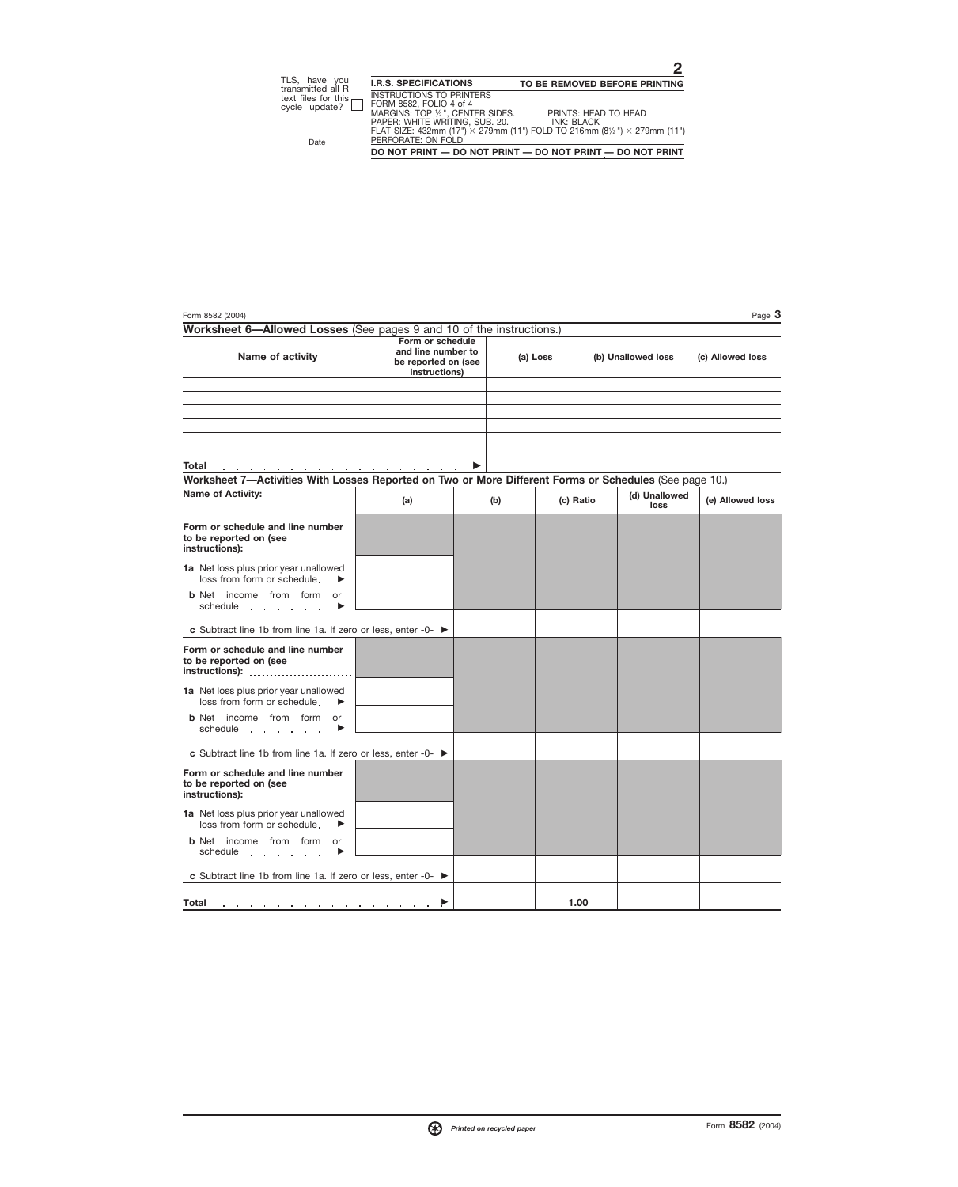TLS, have you transmitted all R text files for this cycle update? ☐

Date

**I.R.S. SPECIFICATIONS** **TO BE REMOVED BEFORE PRINTING**

INSTRUCTIONS TO PRINTERS
FORM 8582, FOLIO 4 of 4
MARGINS: TOP ½ ", CENTER SIDES. PRINTS: HEAD TO HEAD
PAPER: WHITE WRITING, SUB. 20. INK: BLACK
FLAT SIZE: 432mm (17") × 279mm (11") FOLD TO 216mm (8½ ") × 279mm (11")
PERFORATE: ON FOLD

**DO NOT PRINT — DO NOT PRINT — DO NOT PRINT — DO NOT PRINT**

Form 8582 (2004)

## Worksheet 6—Allowed Losses (See pages 9 and 10 of the instructions.)

| Name of activity | Form or schedule and line number to be reported on (see instructions) | (a) Loss | (b) Unallowed loss | (c) Allowed loss |
|---|---|---|---|---|
| | | | | |
| | | | | |
| | | | | |
| | | | | |
| | | | | |
| **Total** ▶ | | | | |

## Worksheet 7—Activities With Losses Reported on Two or More Different Forms or Schedules (See page 10.)

| Name of Activity: | (a) | (b) | (c) Ratio | (d) Unallowed loss | (e) Allowed loss |
|---|---|---|---|---|---|
| **Form or schedule and line number to be reported on (see instructions):** | | | | | |
| **1a** Net loss plus prior year unallowed loss from form or schedule ▶ | | | | | |
| **b** Net income from form or schedule ▶ | | | | | |
| **c** Subtract line 1b from line 1a. If zero or less, enter -0- ▶ | | | | | |
| **Form or schedule and line number to be reported on (see instructions):** | | | | | |
| **1a** Net loss plus prior year unallowed loss from form or schedule ▶ | | | | | |
| **b** Net income from form or schedule ▶ | | | | | |
| **c** Subtract line 1b from line 1a. If zero or less, enter -0- ▶ | | | | | |
| **Form or schedule and line number to be reported on (see instructions):** | | | | | |
| **1a** Net loss plus prior year unallowed loss from form or schedule ▶ | | | | | |
| **b** Net income from form or schedule ▶ | | | | | |
| **c** Subtract line 1b from line 1a. If zero or less, enter -0- ▶ | | | | | |
| **Total** ▶ | | | 1.00 | | |

Printed on recycled paper

Form **8582** (2004)